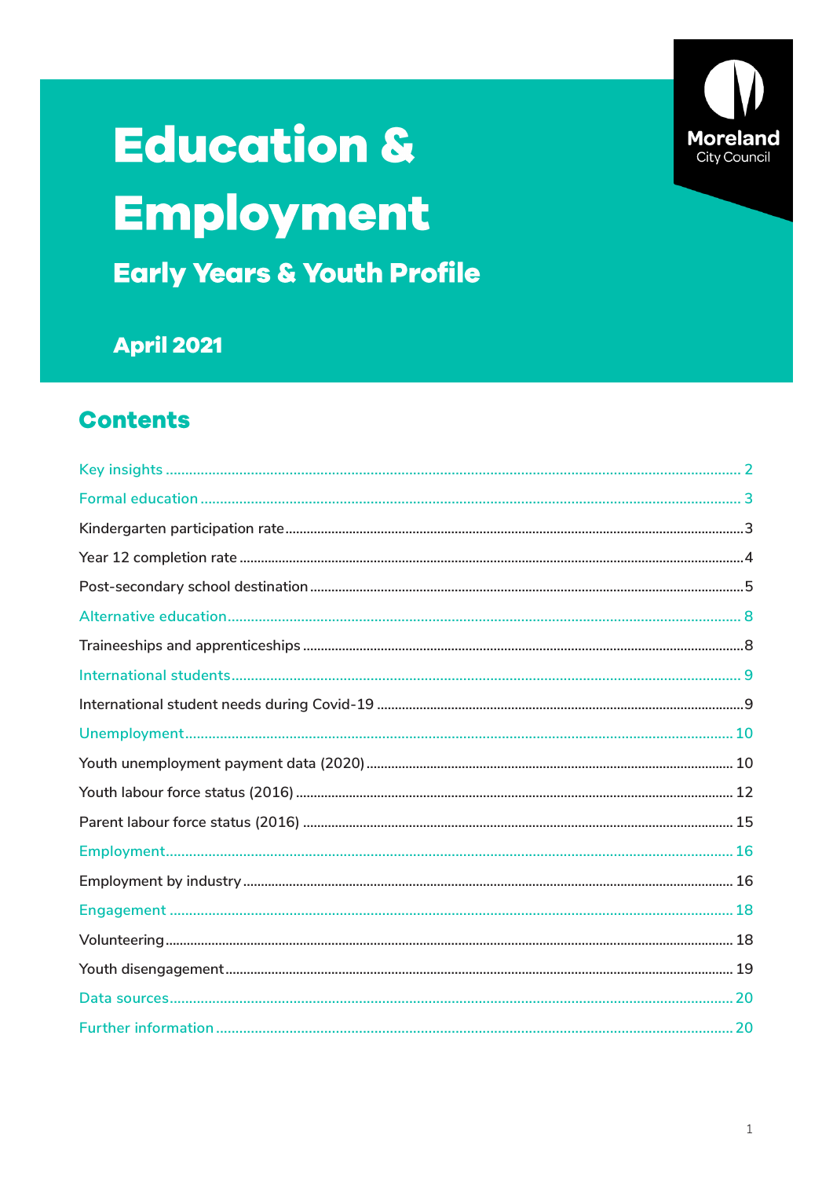Moreland City Council

# Education & Employment

## Early Years & Youth Profile

**April 2021**

## Contents

- Key insights .......... 2
- Formal education .......... 3
  - Kindergarten participation rate .......... 3
  - Year 12 completion rate .......... 4
  - Post-secondary school destination .......... 5
- Alternative education .......... 8
  - Traineeships and apprenticeships .......... 8
- International students .......... 9
  - International student needs during Covid-19 .......... 9
- Unemployment .......... 10
  - Youth unemployment payment data (2020) .......... 10
  - Youth labour force status (2016) .......... 12
  - Parent labour force status (2016) .......... 15
- Employment .......... 16
  - Employment by industry .......... 16
- Engagement .......... 18
  - Volunteering .......... 18
  - Youth disengagement .......... 19
- Data sources .......... 20
- Further information .......... 20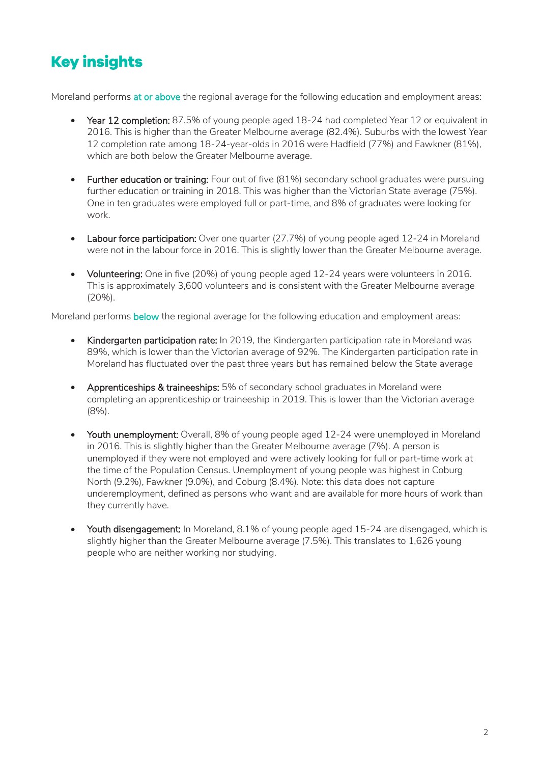# Key insights

Moreland performs at or above the regional average for the following education and employment areas:

- **Year 12 completion:** 87.5% of young people aged 18-24 had completed Year 12 or equivalent in 2016. This is higher than the Greater Melbourne average (82.4%). Suburbs with the lowest Year 12 completion rate among 18-24-year-olds in 2016 were Hadfield (77%) and Fawkner (81%), which are both below the Greater Melbourne average.

- **Further education or training:** Four out of five (81%) secondary school graduates were pursuing further education or training in 2018. This was higher than the Victorian State average (75%). One in ten graduates were employed full or part-time, and 8% of graduates were looking for work.

- **Labour force participation:** Over one quarter (27.7%) of young people aged 12-24 in Moreland were not in the labour force in 2016. This is slightly lower than the Greater Melbourne average.

- **Volunteering:** One in five (20%) of young people aged 12-24 years were volunteers in 2016. This is approximately 3,600 volunteers and is consistent with the Greater Melbourne average (20%).

Moreland performs below the regional average for the following education and employment areas:

- **Kindergarten participation rate:** In 2019, the Kindergarten participation rate in Moreland was 89%, which is lower than the Victorian average of 92%. The Kindergarten participation rate in Moreland has fluctuated over the past three years but has remained below the State average

- **Apprenticeships & traineeships:** 5% of secondary school graduates in Moreland were completing an apprenticeship or traineeship in 2019. This is lower than the Victorian average (8%).

- **Youth unemployment:** Overall, 8% of young people aged 12-24 were unemployed in Moreland in 2016. This is slightly higher than the Greater Melbourne average (7%). A person is unemployed if they were not employed and were actively looking for full or part-time work at the time of the Population Census. Unemployment of young people was highest in Coburg North (9.2%), Fawkner (9.0%), and Coburg (8.4%). Note: this data does not capture underemployment, defined as persons who want and are available for more hours of work than they currently have.

- **Youth disengagement:** In Moreland, 8.1% of young people aged 15-24 are disengaged, which is slightly higher than the Greater Melbourne average (7.5%). This translates to 1,626 young people who are neither working nor studying.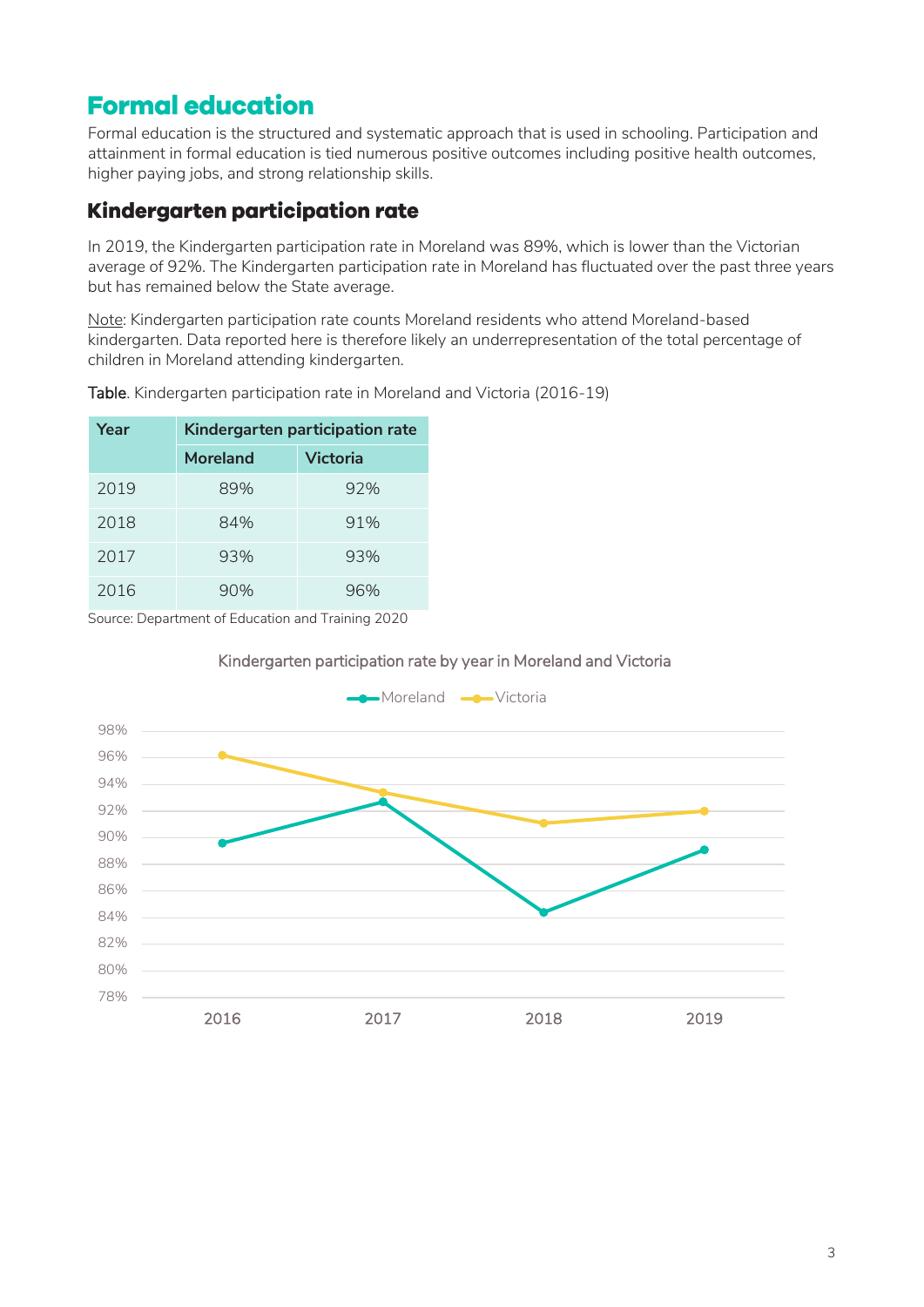## Formal education

Formal education is the structured and systematic approach that is used in schooling. Participation and attainment in formal education is tied numerous positive outcomes including positive health outcomes, higher paying jobs, and strong relationship skills.

### Kindergarten participation rate

In 2019, the Kindergarten participation rate in Moreland was 89%, which is lower than the Victorian average of 92%. The Kindergarten participation rate in Moreland has fluctuated over the past three years but has remained below the State average.

Note: Kindergarten participation rate counts Moreland residents who attend Moreland-based kindergarten. Data reported here is therefore likely an underrepresentation of the total percentage of children in Moreland attending kindergarten.

**Table**. Kindergarten participation rate in Moreland and Victoria (2016-19)

| Year | Kindergarten participation rate | |
|---|---|---|
| | Moreland | Victoria |
| 2019 | 89% | 92% |
| 2018 | 84% | 91% |
| 2017 | 93% | 93% |
| 2016 | 90% | 96% |

Source: Department of Education and Training 2020

Kindergarten participation rate by year in Moreland and Victoria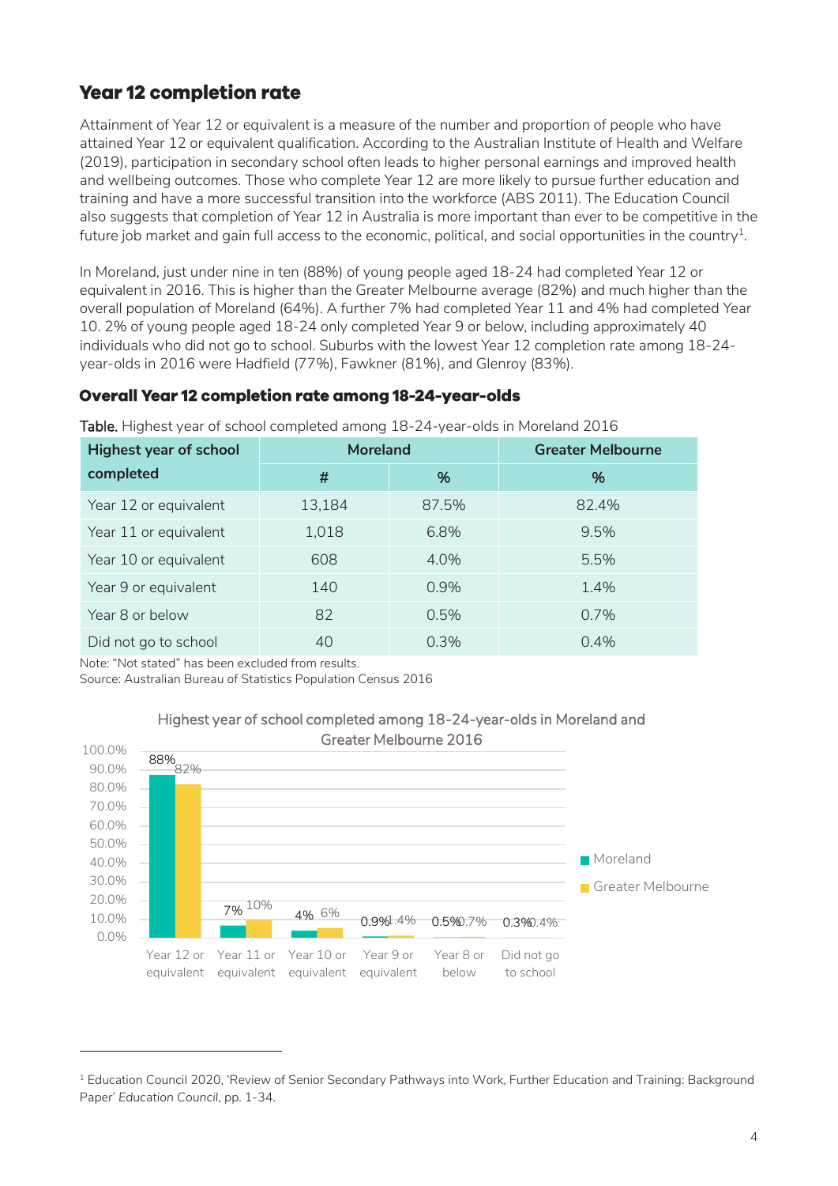## Year 12 completion rate

Attainment of Year 12 or equivalent is a measure of the number and proportion of people who have attained Year 12 or equivalent qualification. According to the Australian Institute of Health and Welfare (2019), participation in secondary school often leads to higher personal earnings and improved health and wellbeing outcomes. Those who complete Year 12 are more likely to pursue further education and training and have a more successful transition into the workforce (ABS 2011). The Education Council also suggests that completion of Year 12 in Australia is more important than ever to be competitive in the future job market and gain full access to the economic, political, and social opportunities in the country[1].

In Moreland, just under nine in ten (88%) of young people aged 18-24 had completed Year 12 or equivalent in 2016. This is higher than the Greater Melbourne average (82%) and much higher than the overall population of Moreland (64%). A further 7% had completed Year 11 and 4% had completed Year 10. 2% of young people aged 18-24 only completed Year 9 or below, including approximately 40 individuals who did not go to school. Suburbs with the lowest Year 12 completion rate among 18-24-year-olds in 2016 were Hadfield (77%), Fawkner (81%), and Glenroy (83%).

### Overall Year 12 completion rate among 18-24-year-olds

**Table.** Highest year of school completed among 18-24-year-olds in Moreland 2016

| Highest year of school completed | Moreland | | Greater Melbourne |
|---|---|---|---|
| | # | % | % |
| Year 12 or equivalent | 13,184 | 87.5% | 82.4% |
| Year 11 or equivalent | 1,018 | 6.8% | 9.5% |
| Year 10 or equivalent | 608 | 4.0% | 5.5% |
| Year 9 or equivalent | 140 | 0.9% | 1.4% |
| Year 8 or below | 82 | 0.5% | 0.7% |
| Did not go to school | 40 | 0.3% | 0.4% |

Note: "Not stated" has been excluded from results.
Source: Australian Bureau of Statistics Population Census 2016

Highest year of school completed among 18-24-year-olds in Moreland and Greater Melbourne 2016

| Highest year of school completed | Moreland | Greater Melbourne |
|---|---|---|
| Year 12 or equivalent | 88% | 82% |
| Year 11 or equivalent | 7% | 10% |
| Year 10 or equivalent | 4% | 6% |
| Year 9 or equivalent | 0.9% | 1.4% |
| Year 8 or below | 0.5% | 0.7% |
| Did not go to school | 0.3% | 0.4% |

[1] Education Council 2020, 'Review of Senior Secondary Pathways into Work, Further Education and Training: Background Paper' *Education Council*, pp. 1-34.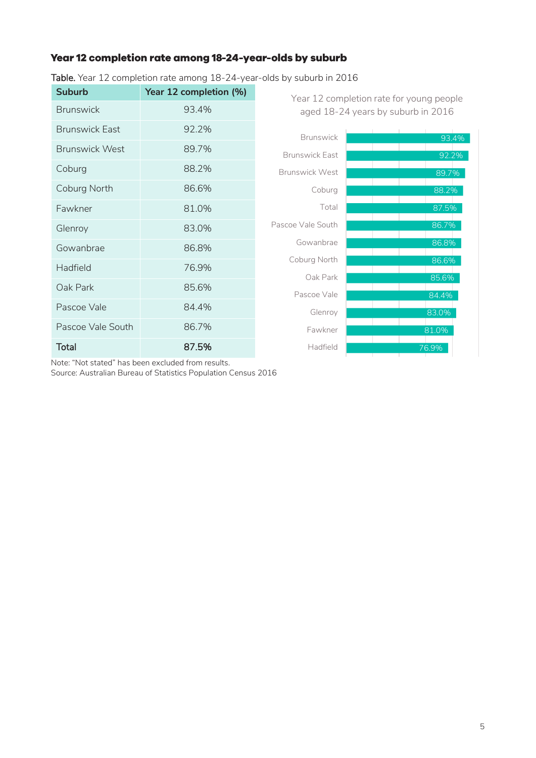## Year 12 completion rate among 18-24-year-olds by suburb

**Table.** Year 12 completion rate among 18-24-year-olds by suburb in 2016

| Suburb | Year 12 completion (%) |
|---|---|
| Brunswick | 93.4% |
| Brunswick East | 92.2% |
| Brunswick West | 89.7% |
| Coburg | 88.2% |
| Coburg North | 86.6% |
| Fawkner | 81.0% |
| Glenroy | 83.0% |
| Gowanbrae | 86.8% |
| Hadfield | 76.9% |
| Oak Park | 85.6% |
| Pascoe Vale | 84.4% |
| Pascoe Vale South | 86.7% |
| **Total** | **87.5%** |

Year 12 completion rate for young people aged 18-24 years by suburb in 2016

| Suburb | Year 12 completion rate |
|---|---|
| Brunswick | 93.4% |
| Brunswick East | 92.2% |
| Brunswick West | 89.7% |
| Coburg | 88.2% |
| Total | 87.5% |
| Pascoe Vale South | 86.7% |
| Gowanbrae | 86.8% |
| Coburg North | 86.6% |
| Oak Park | 85.6% |
| Pascoe Vale | 84.4% |
| Glenroy | 83.0% |
| Fawkner | 81.0% |
| Hadfield | 76.9% |

Note: "Not stated" has been excluded from results.
Source: Australian Bureau of Statistics Population Census 2016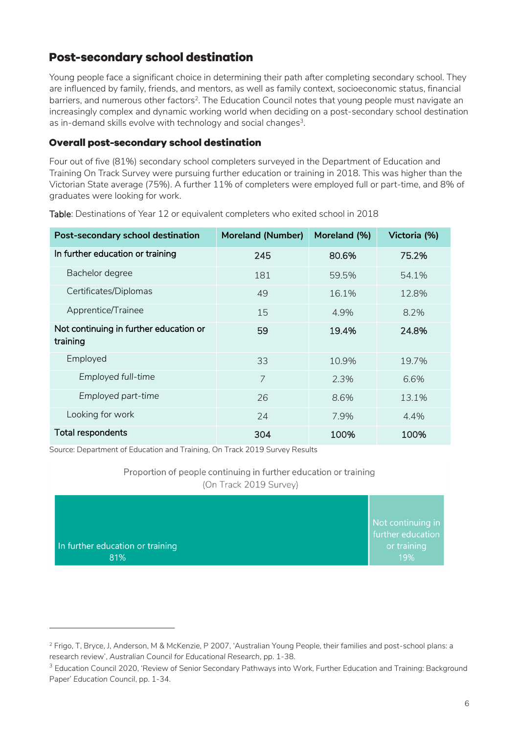## Post-secondary school destination

Young people face a significant choice in determining their path after completing secondary school. They are influenced by family, friends, and mentors, as well as family context, socioeconomic status, financial barriers, and numerous other factors[2]. The Education Council notes that young people must navigate an increasingly complex and dynamic working world when deciding on a post-secondary school destination as in-demand skills evolve with technology and social changes[3].

### Overall post-secondary school destination

Four out of five (81%) secondary school completers surveyed in the Department of Education and Training On Track Survey were pursuing further education or training in 2018. This was higher than the Victorian State average (75%). A further 11% of completers were employed full or part-time, and 8% of graduates were looking for work.

Table: Destinations of Year 12 or equivalent completers who exited school in 2018

| Post-secondary school destination | Moreland (Number) | Moreland (%) | Victoria (%) |
|---|---|---|---|
| **In further education or training** | **245** | **80.6%** | **75.2%** |
| Bachelor degree | 181 | 59.5% | 54.1% |
| Certificates/Diplomas | 49 | 16.1% | 12.8% |
| Apprentice/Trainee | 15 | 4.9% | 8.2% |
| **Not continuing in further education or training** | **59** | **19.4%** | **24.8%** |
| Employed | 33 | 10.9% | 19.7% |
| *Employed full-time* | 7 | 2.3% | 6.6% |
| *Employed part-time* | 26 | 8.6% | 13.1% |
| Looking for work | 24 | 7.9% | 4.4% |
| **Total respondents** | **304** | **100%** | **100%** |

Source: Department of Education and Training, On Track 2019 Survey Results

Proportion of people continuing in further education or training (On Track 2019 Survey)

In further education or training 81%

Not continuing in further education or training 19%

---

[2] Frigo, T, Bryce, J, Anderson, M & McKenzie, P 2007, 'Australian Young People, their families and post-school plans: a research review', *Australian Council for Educational Research*, pp. 1-38.

[3] Education Council 2020, 'Review of Senior Secondary Pathways into Work, Further Education and Training: Background Paper' *Education Council*, pp. 1-34.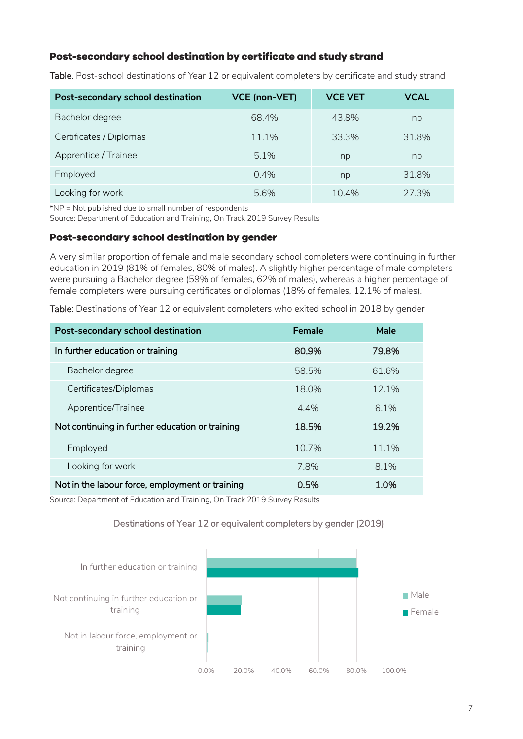### Post-secondary school destination by certificate and study strand

Table. Post-school destinations of Year 12 or equivalent completers by certificate and study strand

| Post-secondary school destination | VCE (non-VET) | VCE VET | VCAL |
|---|---|---|---|
| Bachelor degree | 68.4% | 43.8% | np |
| Certificates / Diplomas | 11.1% | 33.3% | 31.8% |
| Apprentice / Trainee | 5.1% | np | np |
| Employed | 0.4% | np | 31.8% |
| Looking for work | 5.6% | 10.4% | 27.3% |

*NP = Not published due to small number of respondents
Source: Department of Education and Training, On Track 2019 Survey Results

### Post-secondary school destination by gender

A very similar proportion of female and male secondary school completers were continuing in further education in 2019 (81% of females, 80% of males). A slightly higher percentage of male completers were pursuing a Bachelor degree (59% of females, 62% of males), whereas a higher percentage of female completers were pursuing certificates or diplomas (18% of females, 12.1% of males).

Table: Destinations of Year 12 or equivalent completers who exited school in 2018 by gender

| Post-secondary school destination | Female | Male |
|---|---|---|
| **In further education or training** | **80.9%** | **79.8%** |
| Bachelor degree | 58.5% | 61.6% |
| Certificates/Diplomas | 18.0% | 12.1% |
| Apprentice/Trainee | 4.4% | 6.1% |
| **Not continuing in further education or training** | **18.5%** | **19.2%** |
| Employed | 10.7% | 11.1% |
| Looking for work | 7.8% | 8.1% |
| **Not in the labour force, employment or training** | **0.5%** | **1.0%** |

Source: Department of Education and Training, On Track 2019 Survey Results

Destinations of Year 12 or equivalent completers by gender (2019)

| Destination | Male | Female |
|---|---|---|
| In further education or training | 79.8% | 80.9% |
| Not continuing in further education or training | 19.2% | 18.5% |
| Not in labour force, employment or training | 1.0% | 0.5% |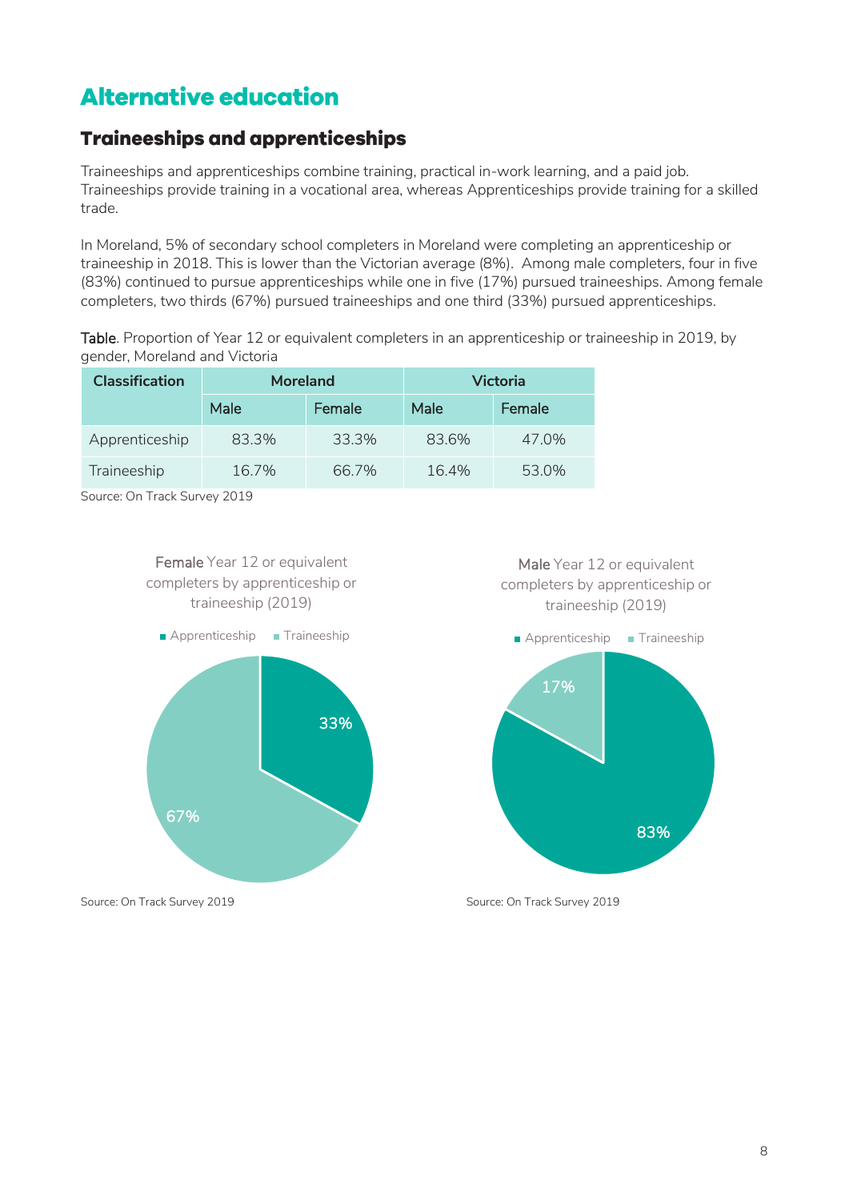# Alternative education

## Traineeships and apprenticeships

Traineeships and apprenticeships combine training, practical in-work learning, and a paid job. Traineeships provide training in a vocational area, whereas Apprenticeships provide training for a skilled trade.

In Moreland, 5% of secondary school completers in Moreland were completing an apprenticeship or traineeship in 2018. This is lower than the Victorian average (8%). Among male completers, four in five (83%) continued to pursue apprenticeships while one in five (17%) pursued traineeships. Among female completers, two thirds (67%) pursued traineeships and one third (33%) pursued apprenticeships.

**Table**. Proportion of Year 12 or equivalent completers in an apprenticeship or traineeship in 2019, by gender, Moreland and Victoria

| Classification | Moreland | | Victoria | |
|---|---|---|---|---|
| | Male | Female | Male | Female |
| Apprenticeship | 83.3% | 33.3% | 83.6% | 47.0% |
| Traineeship | 16.7% | 66.7% | 16.4% | 53.0% |

Source: On Track Survey 2019

**Female** Year 12 or equivalent completers by apprenticeship or traineeship (2019)

- Apprenticeship: 33%
- Traineeship: 67%

Source: On Track Survey 2019

**Male** Year 12 or equivalent completers by apprenticeship or traineeship (2019)

- Apprenticeship: 83%
- Traineeship: 17%

Source: On Track Survey 2019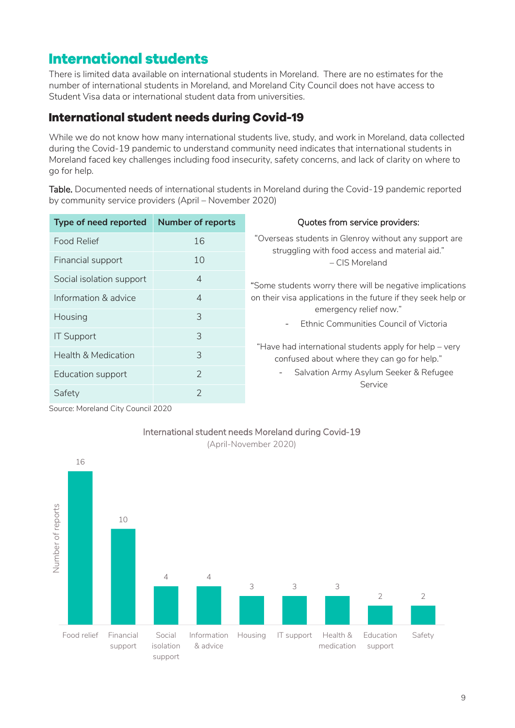# International students

There is limited data available on international students in Moreland. There are no estimates for the number of international students in Moreland, and Moreland City Council does not have access to Student Visa data or international student data from universities.

## International student needs during Covid-19

While we do not know how many international students live, study, and work in Moreland, data collected during the Covid-19 pandemic to understand community need indicates that international students in Moreland faced key challenges including food insecurity, safety concerns, and lack of clarity on where to go for help.

**Table.** Documented needs of international students in Moreland during the Covid-19 pandemic reported by community service providers (April – November 2020)

| Type of need reported | Number of reports |
|---|---|
| Food Relief | 16 |
| Financial support | 10 |
| Social isolation support | 4 |
| Information & advice | 4 |
| Housing | 3 |
| IT Support | 3 |
| Health & Medication | 3 |
| Education support | 2 |
| Safety | 2 |

Source: Moreland City Council 2020

Quotes from service providers:

"Overseas students in Glenroy without any support are struggling with food access and material aid."
– CIS Moreland

"Some students worry there will be negative implications on their visa applications in the future if they seek help or emergency relief now."
- Ethnic Communities Council of Victoria

"Have had international students apply for help – very confused about where they can go for help."
- Salvation Army Asylum Seeker & Refugee Service

International student needs Moreland during Covid-19
(April-November 2020)

| Need | Number of reports |
|---|---|
| Food relief | 16 |
| Financial support | 10 |
| Social isolation support | 4 |
| Information & advice | 4 |
| Housing | 3 |
| IT support | 3 |
| Health & medication | 3 |
| Education support | 2 |
| Safety | 2 |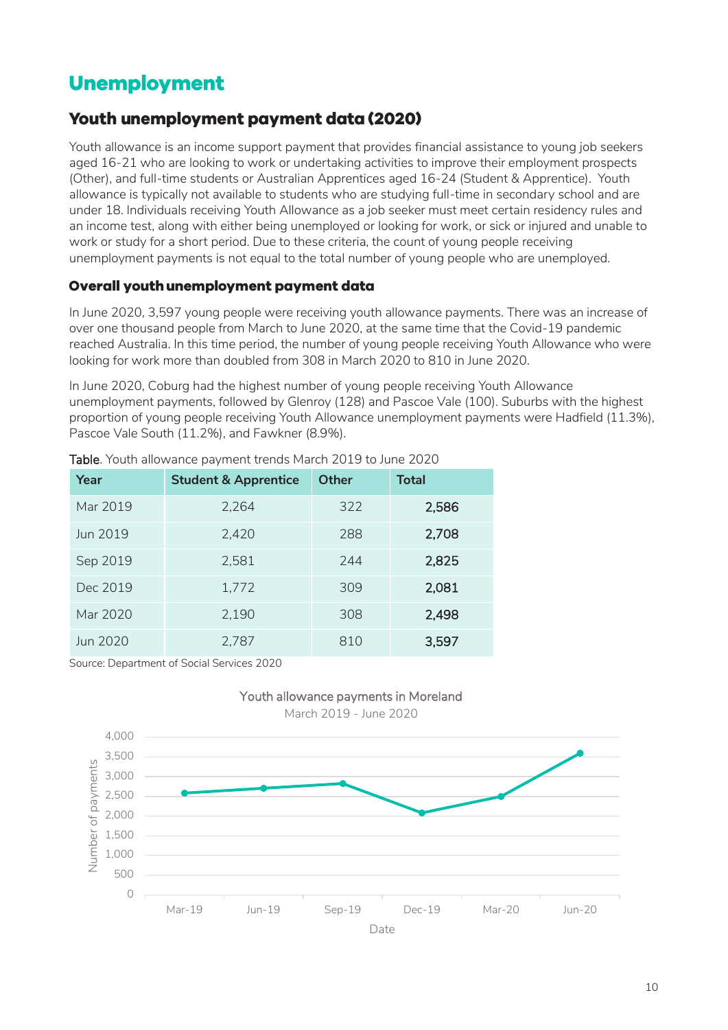# Unemployment

## Youth unemployment payment data (2020)

Youth allowance is an income support payment that provides financial assistance to young job seekers aged 16-21 who are looking to work or undertaking activities to improve their employment prospects (Other), and full-time students or Australian Apprentices aged 16-24 (Student & Apprentice). Youth allowance is typically not available to students who are studying full-time in secondary school and are under 18. Individuals receiving Youth Allowance as a job seeker must meet certain residency rules and an income test, along with either being unemployed or looking for work, or sick or injured and unable to work or study for a short period. Due to these criteria, the count of young people receiving unemployment payments is not equal to the total number of young people who are unemployed.

### Overall youth unemployment payment data

In June 2020, 3,597 young people were receiving youth allowance payments. There was an increase of over one thousand people from March to June 2020, at the same time that the Covid-19 pandemic reached Australia. In this time period, the number of young people receiving Youth Allowance who were looking for work more than doubled from 308 in March 2020 to 810 in June 2020.

In June 2020, Coburg had the highest number of young people receiving Youth Allowance unemployment payments, followed by Glenroy (128) and Pascoe Vale (100). Suburbs with the highest proportion of young people receiving Youth Allowance unemployment payments were Hadfield (11.3%), Pascoe Vale South (11.2%), and Fawkner (8.9%).

**Table**. Youth allowance payment trends March 2019 to June 2020

| Year | Student & Apprentice | Other | Total |
|---|---|---|---|
| Mar 2019 | 2,264 | 322 | **2,586** |
| Jun 2019 | 2,420 | 288 | **2,708** |
| Sep 2019 | 2,581 | 244 | **2,825** |
| Dec 2019 | 1,772 | 309 | **2,081** |
| Mar 2020 | 2,190 | 308 | **2,498** |
| Jun 2020 | 2,787 | 810 | **3,597** |

Source: Department of Social Services 2020

Youth allowance payments in Moreland

March 2019 - June 2020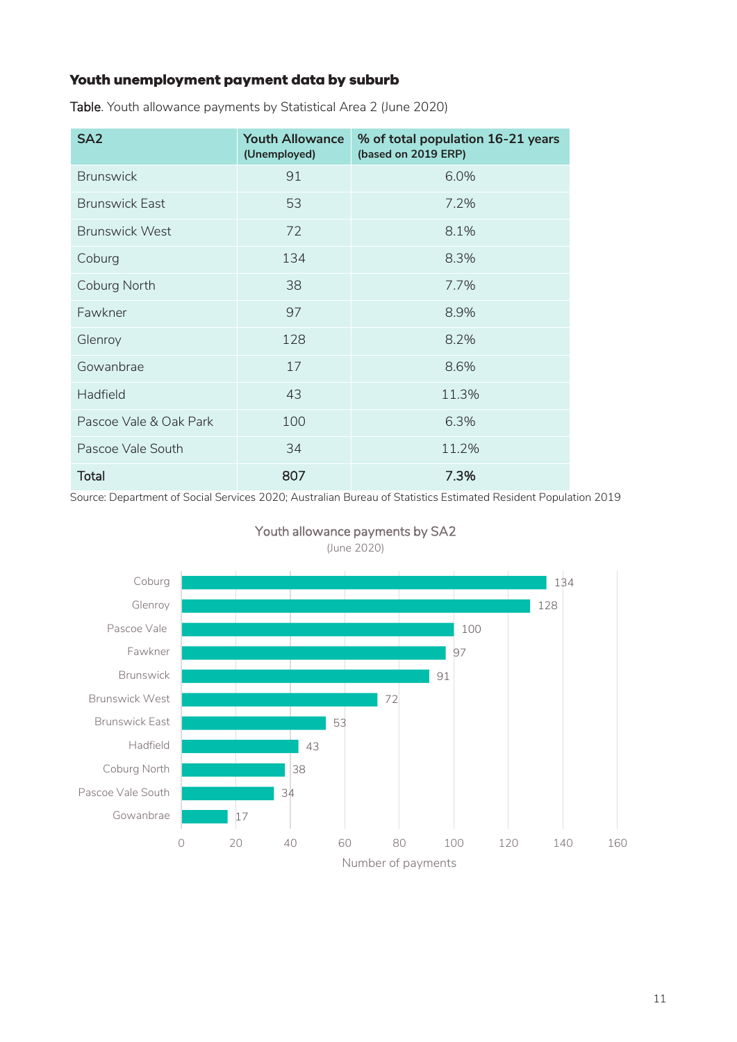### Youth unemployment payment data by suburb

**Table**. Youth allowance payments by Statistical Area 2 (June 2020)

| SA2 | Youth Allowance (Unemployed) | % of total population 16-21 years (based on 2019 ERP) |
|---|---|---|
| Brunswick | 91 | 6.0% |
| Brunswick East | 53 | 7.2% |
| Brunswick West | 72 | 8.1% |
| Coburg | 134 | 8.3% |
| Coburg North | 38 | 7.7% |
| Fawkner | 97 | 8.9% |
| Glenroy | 128 | 8.2% |
| Gowanbrae | 17 | 8.6% |
| Hadfield | 43 | 11.3% |
| Pascoe Vale & Oak Park | 100 | 6.3% |
| Pascoe Vale South | 34 | 11.2% |
| **Total** | **807** | **7.3%** |

Source: Department of Social Services 2020; Australian Bureau of Statistics Estimated Resident Population 2019

Youth allowance payments by SA2
(June 2020)

| SA2 | Number of payments |
|---|---|
| Coburg | 134 |
| Glenroy | 128 |
| Pascoe Vale | 100 |
| Fawkner | 97 |
| Brunswick | 91 |
| Brunswick West | 72 |
| Brunswick East | 53 |
| Hadfield | 43 |
| Coburg North | 38 |
| Pascoe Vale South | 34 |
| Gowanbrae | 17 |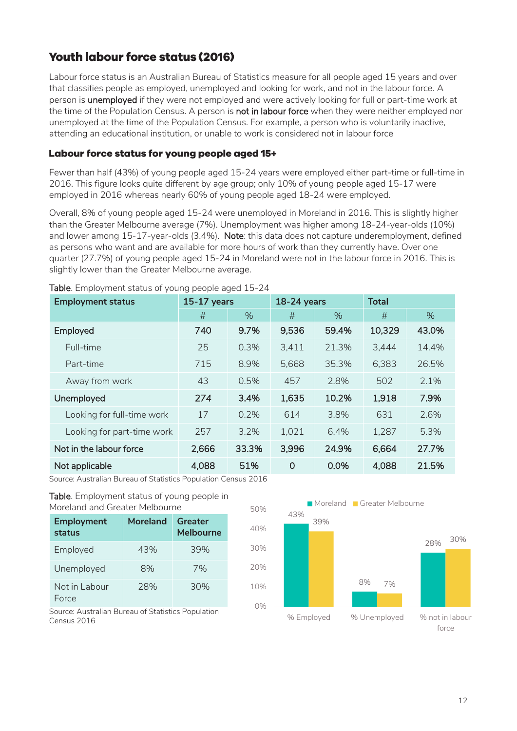## Youth labour force status (2016)

Labour force status is an Australian Bureau of Statistics measure for all people aged 15 years and over that classifies people as employed, unemployed and looking for work, and not in the labour force. A person is **unemployed** if they were not employed and were actively looking for full or part-time work at the time of the Population Census. A person is **not in labour force** when they were neither employed nor unemployed at the time of the Population Census. For example, a person who is voluntarily inactive, attending an educational institution, or unable to work is considered not in labour force

### Labour force status for young people aged 15+

Fewer than half (43%) of young people aged 15-24 years were employed either part-time or full-time in 2016. This figure looks quite different by age group; only 10% of young people aged 15-17 were employed in 2016 whereas nearly 60% of young people aged 18-24 were employed.

Overall, 8% of young people aged 15-24 were unemployed in Moreland in 2016. This is slightly higher than the Greater Melbourne average (7%). Unemployment was higher among 18-24-year-olds (10%) and lower among 15-17-year-olds (3.4%). **Note**: this data does not capture underemployment, defined as persons who want and are available for more hours of work than they currently have. Over one quarter (27.7%) of young people aged 15-24 in Moreland were not in the labour force in 2016. This is slightly lower than the Greater Melbourne average.

**Table**. Employment status of young people aged 15-24

| Employment status | 15-17 years | | 18-24 years | | Total | |
|---|---|---|---|---|---|---|
| | # | % | # | % | # | % |
| **Employed** | **740** | **9.7%** | **9,536** | **59.4%** | **10,329** | **43.0%** |
| Full-time | 25 | 0.3% | 3,411 | 21.3% | 3,444 | 14.4% |
| Part-time | 715 | 8.9% | 5,668 | 35.3% | 6,383 | 26.5% |
| Away from work | 43 | 0.5% | 457 | 2.8% | 502 | 2.1% |
| **Unemployed** | **274** | **3.4%** | **1,635** | **10.2%** | **1,918** | **7.9%** |
| Looking for full-time work | 17 | 0.2% | 614 | 3.8% | 631 | 2.6% |
| Looking for part-time work | 257 | 3.2% | 1,021 | 6.4% | 1,287 | 5.3% |
| **Not in the labour force** | **2,666** | **33.3%** | **3,996** | **24.9%** | **6,664** | **27.7%** |
| **Not applicable** | **4,088** | **51%** | **0** | **0.0%** | **4,088** | **21.5%** |

Source: Australian Bureau of Statistics Population Census 2016

**Table**. Employment status of young people in Moreland and Greater Melbourne

| Employment status | Moreland | Greater Melbourne |
|---|---|---|
| Employed | 43% | 39% |
| Unemployed | 8% | 7% |
| Not in Labour Force | 28% | 30% |

Source: Australian Bureau of Statistics Population Census 2016

| | Moreland | Greater Melbourne |
|---|---|---|
| % Employed | 43% | 39% |
| % Unemployed | 8% | 7% |
| % not in labour force | 28% | 30% |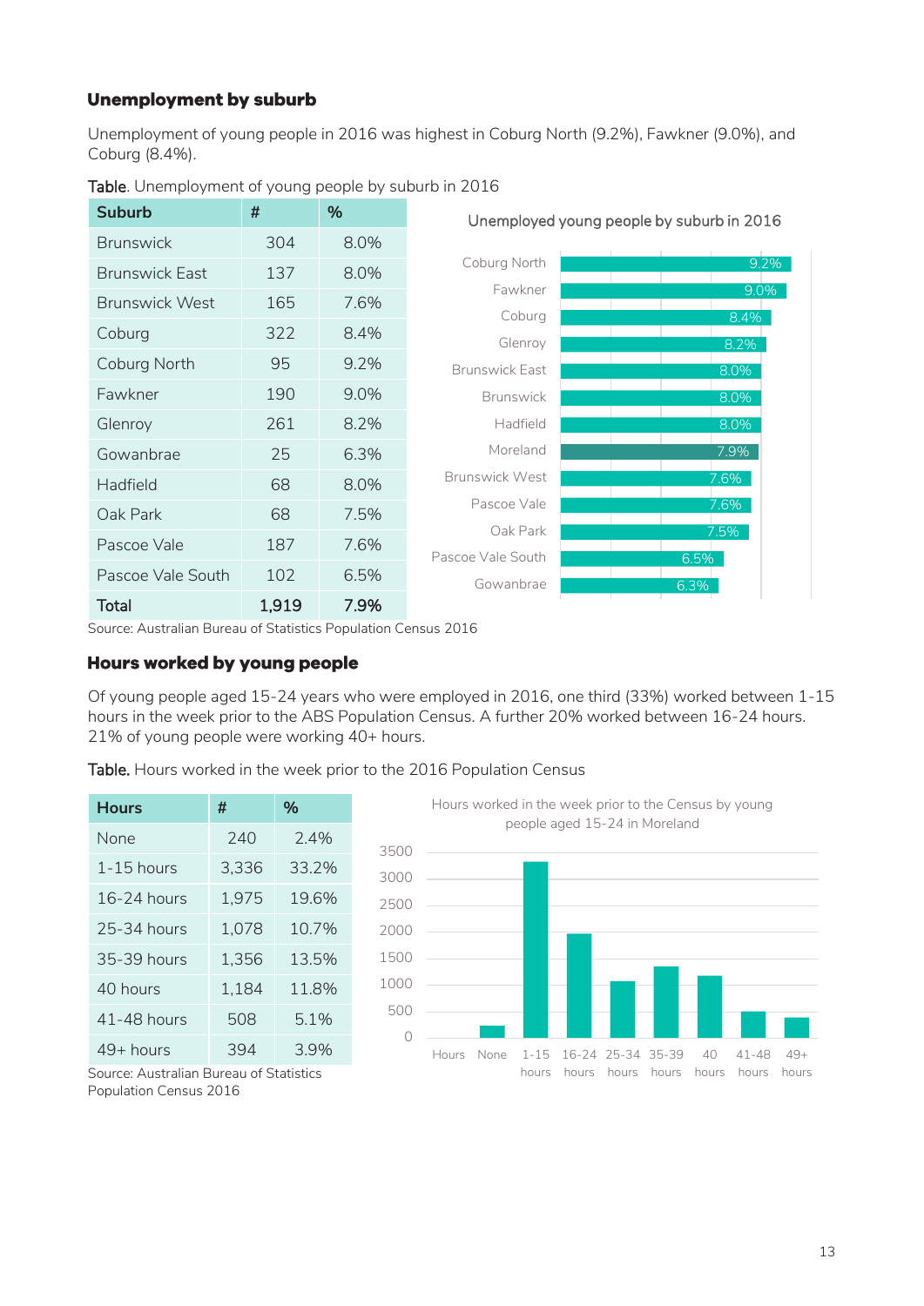## Unemployment by suburb

Unemployment of young people in 2016 was highest in Coburg North (9.2%), Fawkner (9.0%), and Coburg (8.4%).

Table. Unemployment of young people by suburb in 2016

| Suburb | # | % |
|---|---|---|
| Brunswick | 304 | 8.0% |
| Brunswick East | 137 | 8.0% |
| Brunswick West | 165 | 7.6% |
| Coburg | 322 | 8.4% |
| Coburg North | 95 | 9.2% |
| Fawkner | 190 | 9.0% |
| Glenroy | 261 | 8.2% |
| Gowanbrae | 25 | 6.3% |
| Hadfield | 68 | 8.0% |
| Oak Park | 68 | 7.5% |
| Pascoe Vale | 187 | 7.6% |
| Pascoe Vale South | 102 | 6.5% |
| **Total** | **1,919** | **7.9%** |

Source: Australian Bureau of Statistics Population Census 2016

Unemployed young people by suburb in 2016

| Suburb | % |
|---|---|
| Coburg North | 9.2% |
| Fawkner | 9.0% |
| Coburg | 8.4% |
| Glenroy | 8.2% |
| Brunswick East | 8.0% |
| Brunswick | 8.0% |
| Hadfield | 8.0% |
| Moreland | 7.9% |
| Brunswick West | 7.6% |
| Pascoe Vale | 7.6% |
| Oak Park | 7.5% |
| Pascoe Vale South | 6.5% |
| Gowanbrae | 6.3% |

## Hours worked by young people

Of young people aged 15-24 years who were employed in 2016, one third (33%) worked between 1-15 hours in the week prior to the ABS Population Census. A further 20% worked between 16-24 hours. 21% of young people were working 40+ hours.

Table. Hours worked in the week prior to the 2016 Population Census

| Hours | # | % |
|---|---|---|
| None | 240 | 2.4% |
| 1-15 hours | 3,336 | 33.2% |
| 16-24 hours | 1,975 | 19.6% |
| 25-34 hours | 1,078 | 10.7% |
| 35-39 hours | 1,356 | 13.5% |
| 40 hours | 1,184 | 11.8% |
| 41-48 hours | 508 | 5.1% |
| 49+ hours | 394 | 3.9% |

Source: Australian Bureau of Statistics Population Census 2016

Hours worked in the week prior to the Census by young people aged 15-24 in Moreland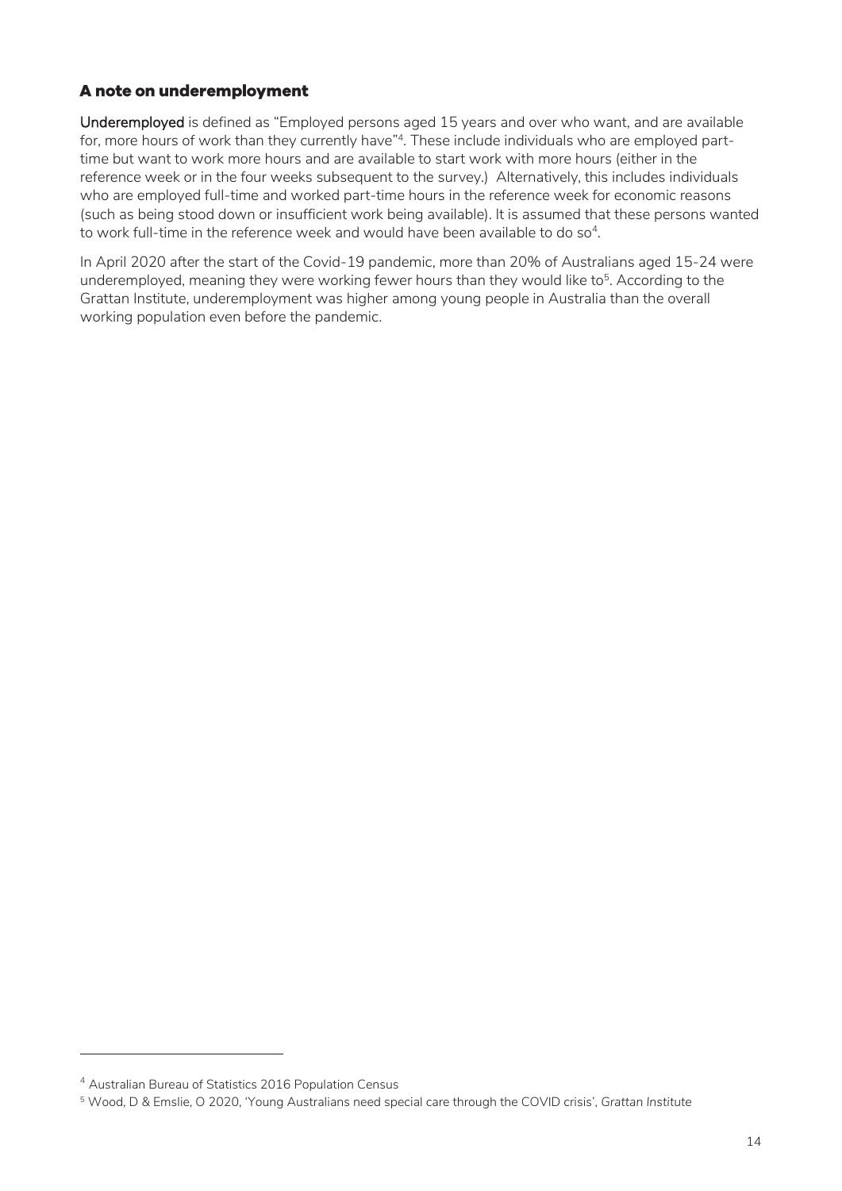## A note on underemployment

**Underemployed** is defined as "Employed persons aged 15 years and over who want, and are available for, more hours of work than they currently have"[4]. These include individuals who are employed part-time but want to work more hours and are available to start work with more hours (either in the reference week or in the four weeks subsequent to the survey.) Alternatively, this includes individuals who are employed full-time and worked part-time hours in the reference week for economic reasons (such as being stood down or insufficient work being available). It is assumed that these persons wanted to work full-time in the reference week and would have been available to do so[4].

In April 2020 after the start of the Covid-19 pandemic, more than 20% of Australians aged 15-24 were underemployed, meaning they were working fewer hours than they would like to[5]. According to the Grattan Institute, underemployment was higher among young people in Australia than the overall working population even before the pandemic.

---

[4] Australian Bureau of Statistics 2016 Population Census

[5] Wood, D & Emslie, O 2020, 'Young Australians need special care through the COVID crisis', *Grattan Institute*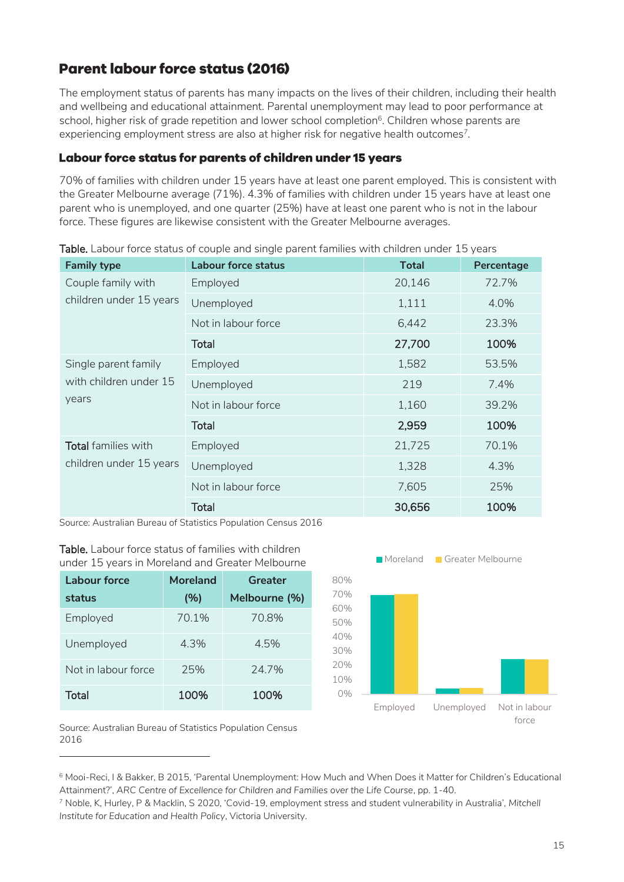## Parent labour force status (2016)

The employment status of parents has many impacts on the lives of their children, including their health and wellbeing and educational attainment. Parental unemployment may lead to poor performance at school, higher risk of grade repetition and lower school completion[6]. Children whose parents are experiencing employment stress are also at higher risk for negative health outcomes[7].

### Labour force status for parents of children under 15 years

70% of families with children under 15 years have at least one parent employed. This is consistent with the Greater Melbourne average (71%). 4.3% of families with children under 15 years have at least one parent who is unemployed, and one quarter (25%) have at least one parent who is not in the labour force. These figures are likewise consistent with the Greater Melbourne averages.

**Table.** Labour force status of couple and single parent families with children under 15 years

| Family type | Labour force status | Total | Percentage |
|---|---|---|---|
| Couple family with children under 15 years | Employed | 20,146 | 72.7% |
| | Unemployed | 1,111 | 4.0% |
| | Not in labour force | 6,442 | 23.3% |
| | **Total** | **27,700** | **100%** |
| Single parent family with children under 15 years | Employed | 1,582 | 53.5% |
| | Unemployed | 219 | 7.4% |
| | Not in labour force | 1,160 | 39.2% |
| | **Total** | **2,959** | **100%** |
| **Total** families with children under 15 years | Employed | 21,725 | 70.1% |
| | Unemployed | 1,328 | 4.3% |
| | Not in labour force | 7,605 | 25% |
| | **Total** | **30,656** | **100%** |

Source: Australian Bureau of Statistics Population Census 2016

**Table.** Labour force status of families with children under 15 years in Moreland and Greater Melbourne

| Labour force status | Moreland (%) | Greater Melbourne (%) |
|---|---|---|
| Employed | 70.1% | 70.8% |
| Unemployed | 4.3% | 4.5% |
| Not in labour force | 25% | 24.7% |
| **Total** | **100%** | **100%** |

Source: Australian Bureau of Statistics Population Census 2016

[6] Mooi-Reci, I & Bakker, B 2015, 'Parental Unemployment: How Much and When Does it Matter for Children's Educational Attainment?', *ARC Centre of Excellence for Children and Families over the Life Course*, pp. 1-40.

[7] Noble, K, Hurley, P & Macklin, S 2020, 'Covid-19, employment stress and student vulnerability in Australia', *Mitchell Institute for Education and Health Policy*, Victoria University.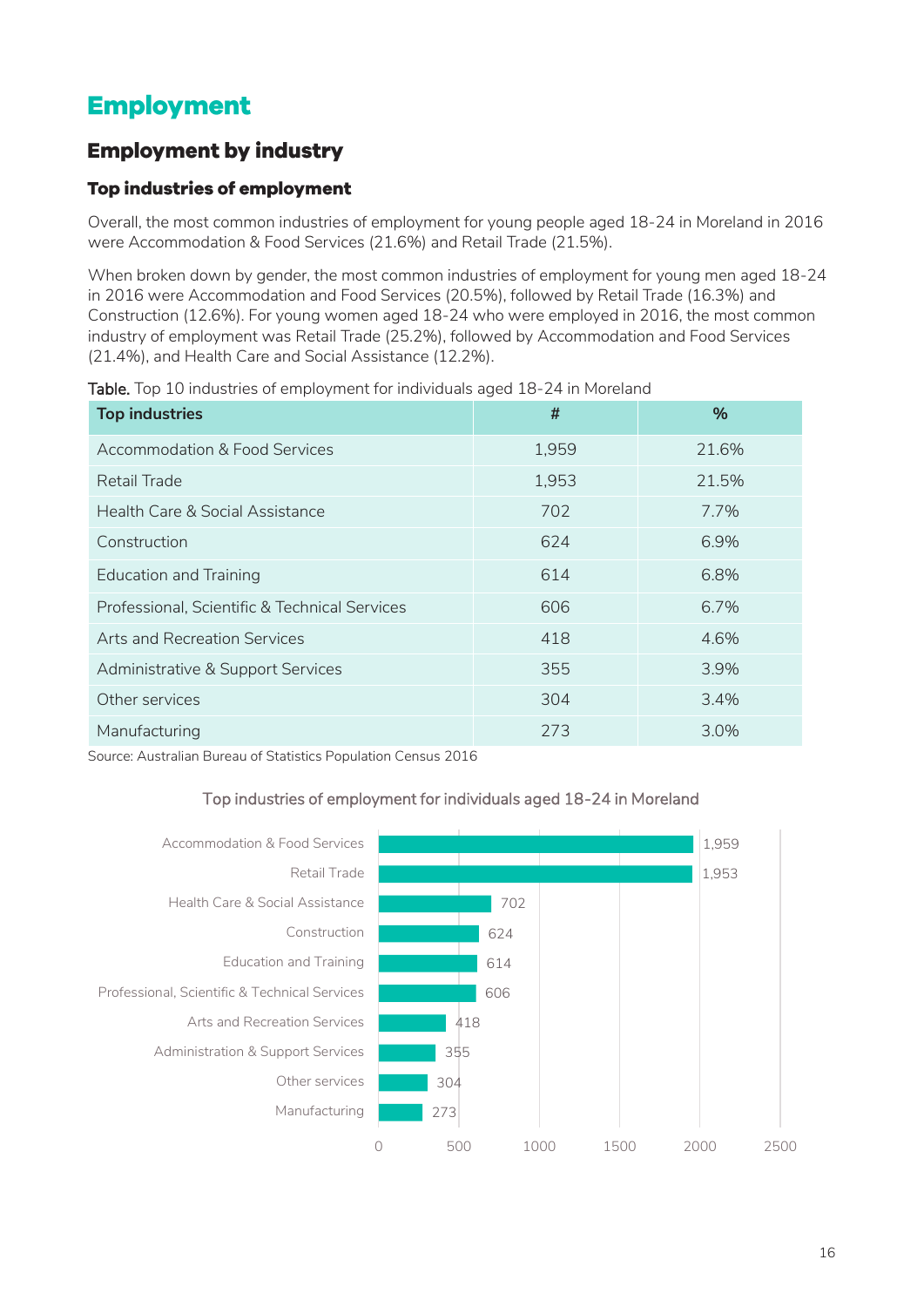# Employment

## Employment by industry

### Top industries of employment

Overall, the most common industries of employment for young people aged 18-24 in Moreland in 2016 were Accommodation & Food Services (21.6%) and Retail Trade (21.5%).

When broken down by gender, the most common industries of employment for young men aged 18-24 in 2016 were Accommodation and Food Services (20.5%), followed by Retail Trade (16.3%) and Construction (12.6%). For young women aged 18-24 who were employed in 2016, the most common industry of employment was Retail Trade (25.2%), followed by Accommodation and Food Services (21.4%), and Health Care and Social Assistance (12.2%).

**Table.** Top 10 industries of employment for individuals aged 18-24 in Moreland

| Top industries | # | % |
|---|---|---|
| Accommodation & Food Services | 1,959 | 21.6% |
| Retail Trade | 1,953 | 21.5% |
| Health Care & Social Assistance | 702 | 7.7% |
| Construction | 624 | 6.9% |
| Education and Training | 614 | 6.8% |
| Professional, Scientific & Technical Services | 606 | 6.7% |
| Arts and Recreation Services | 418 | 4.6% |
| Administrative & Support Services | 355 | 3.9% |
| Other services | 304 | 3.4% |
| Manufacturing | 273 | 3.0% |

Source: Australian Bureau of Statistics Population Census 2016

Top industries of employment for individuals aged 18-24 in Moreland

| Industry | Number |
|---|---|
| Accommodation & Food Services | 1,959 |
| Retail Trade | 1,953 |
| Health Care & Social Assistance | 702 |
| Construction | 624 |
| Education and Training | 614 |
| Professional, Scientific & Technical Services | 606 |
| Arts and Recreation Services | 418 |
| Administration & Support Services | 355 |
| Other services | 304 |
| Manufacturing | 273 |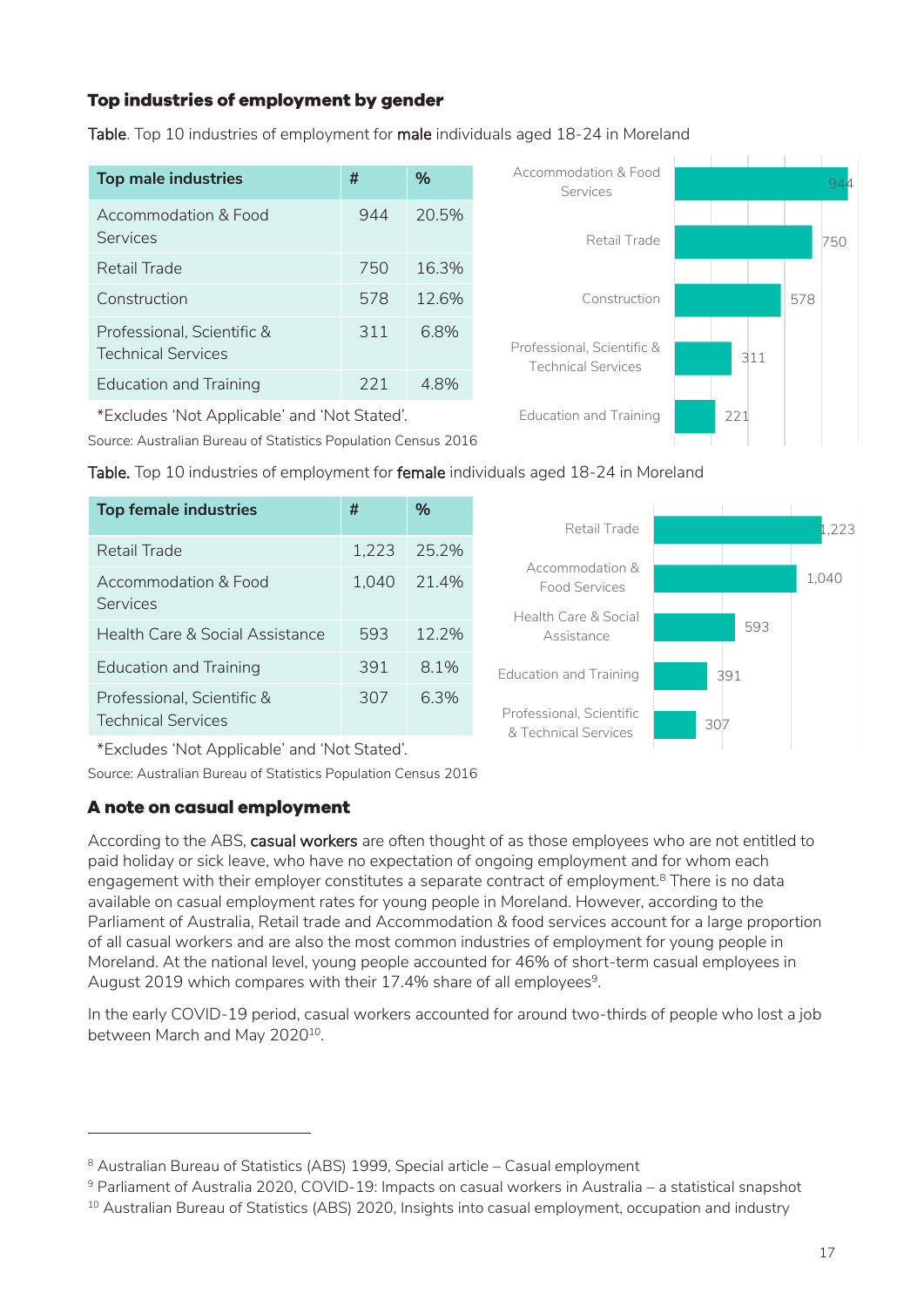## Top industries of employment by gender

**Table**. Top 10 industries of employment for **male** individuals aged 18-24 in Moreland

| Top male industries | # | % |
|---|---|---|
| Accommodation & Food Services | 944 | 20.5% |
| Retail Trade | 750 | 16.3% |
| Construction | 578 | 12.6% |
| Professional, Scientific & Technical Services | 311 | 6.8% |
| Education and Training | 221 | 4.8% |

*Excludes 'Not Applicable' and 'Not Stated'.

Source: Australian Bureau of Statistics Population Census 2016

**Table.** Top 10 industries of employment for **female** individuals aged 18-24 in Moreland

| Top female industries | # | % |
|---|---|---|
| Retail Trade | 1,223 | 25.2% |
| Accommodation & Food Services | 1,040 | 21.4% |
| Health Care & Social Assistance | 593 | 12.2% |
| Education and Training | 391 | 8.1% |
| Professional, Scientific & Technical Services | 307 | 6.3% |

*Excludes 'Not Applicable' and 'Not Stated'.

Source: Australian Bureau of Statistics Population Census 2016

## A note on casual employment

According to the ABS, **casual workers** are often thought of as those employees who are not entitled to paid holiday or sick leave, who have no expectation of ongoing employment and for whom each engagement with their employer constitutes a separate contract of employment.[8] There is no data available on casual employment rates for young people in Moreland. However, according to the Parliament of Australia, Retail trade and Accommodation & food services account for a large proportion of all casual workers and are also the most common industries of employment for young people in Moreland. At the national level, young people accounted for 46% of short-term casual employees in August 2019 which compares with their 17.4% share of all employees[9].

In the early COVID-19 period, casual workers accounted for around two-thirds of people who lost a job between March and May 2020[10].

---

[8] Australian Bureau of Statistics (ABS) 1999, Special article – Casual employment

[9] Parliament of Australia 2020, COVID-19: Impacts on casual workers in Australia – a statistical snapshot

[10] Australian Bureau of Statistics (ABS) 2020, Insights into casual employment, occupation and industry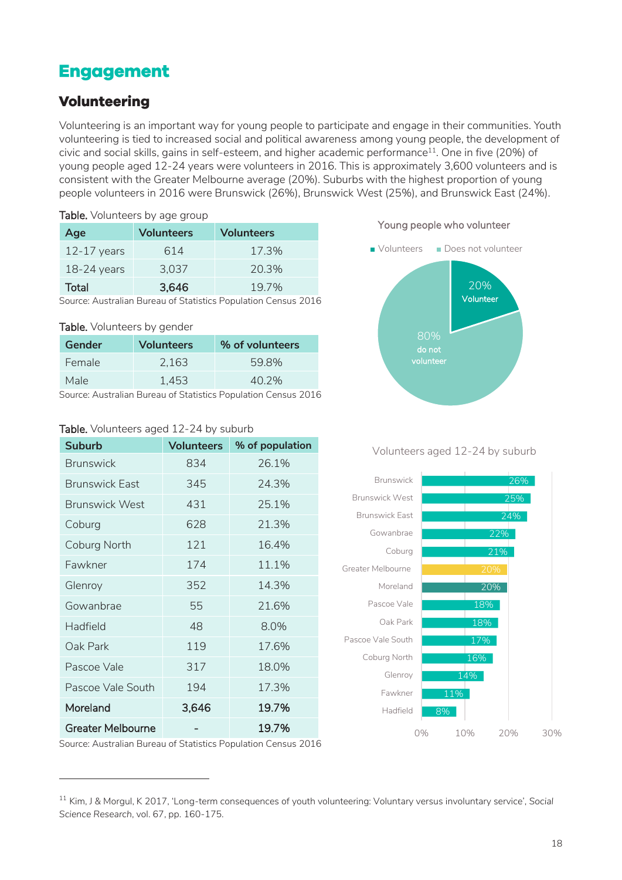# Engagement

## Volunteering

Volunteering is an important way for young people to participate and engage in their communities. Youth volunteering is tied to increased social and political awareness among young people, the development of civic and social skills, gains in self-esteem, and higher academic performance[11]. One in five (20%) of young people aged 12-24 years were volunteers in 2016. This is approximately 3,600 volunteers and is consistent with the Greater Melbourne average (20%). Suburbs with the highest proportion of young people volunteers in 2016 were Brunswick (26%), Brunswick West (25%), and Brunswick East (24%).

**Table.** Volunteers by age group

| Age | Volunteers | Volunteers |
|---|---|---|
| 12-17 years | 614 | 17.3% |
| 18-24 years | 3,037 | 20.3% |
| **Total** | **3,646** | 19.7% |

Source: Australian Bureau of Statistics Population Census 2016

**Table.** Volunteers by gender

| Gender | Volunteers | % of volunteers |
|---|---|---|
| Female | 2,163 | 59.8% |
| Male | 1,453 | 40.2% |

Source: Australian Bureau of Statistics Population Census 2016

Young people who volunteer

- Volunteers: 20% Volunteer
- Does not volunteer: 80% do not volunteer

**Table.** Volunteers aged 12-24 by suburb

| Suburb | Volunteers | % of population |
|---|---|---|
| Brunswick | 834 | 26.1% |
| Brunswick East | 345 | 24.3% |
| Brunswick West | 431 | 25.1% |
| Coburg | 628 | 21.3% |
| Coburg North | 121 | 16.4% |
| Fawkner | 174 | 11.1% |
| Glenroy | 352 | 14.3% |
| Gowanbrae | 55 | 21.6% |
| Hadfield | 48 | 8.0% |
| Oak Park | 119 | 17.6% |
| Pascoe Vale | 317 | 18.0% |
| Pascoe Vale South | 194 | 17.3% |
| **Moreland** | **3,646** | **19.7%** |
| **Greater Melbourne** | **-** | **19.7%** |

Source: Australian Bureau of Statistics Population Census 2016

Volunteers aged 12-24 by suburb

| Suburb | % |
|---|---|
| Brunswick | 26% |
| Brunswick West | 25% |
| Brunswick East | 24% |
| Gowanbrae | 22% |
| Coburg | 21% |
| Greater Melbourne | 20% |
| Moreland | 20% |
| Pascoe Vale | 18% |
| Oak Park | 18% |
| Pascoe Vale South | 17% |
| Coburg North | 16% |
| Glenroy | 14% |
| Fawkner | 11% |
| Hadfield | 8% |

[11] Kim, J & Morgul, K 2017, 'Long-term consequences of youth volunteering: Voluntary versus involuntary service', *Social Science Research*, vol. 67, pp. 160-175.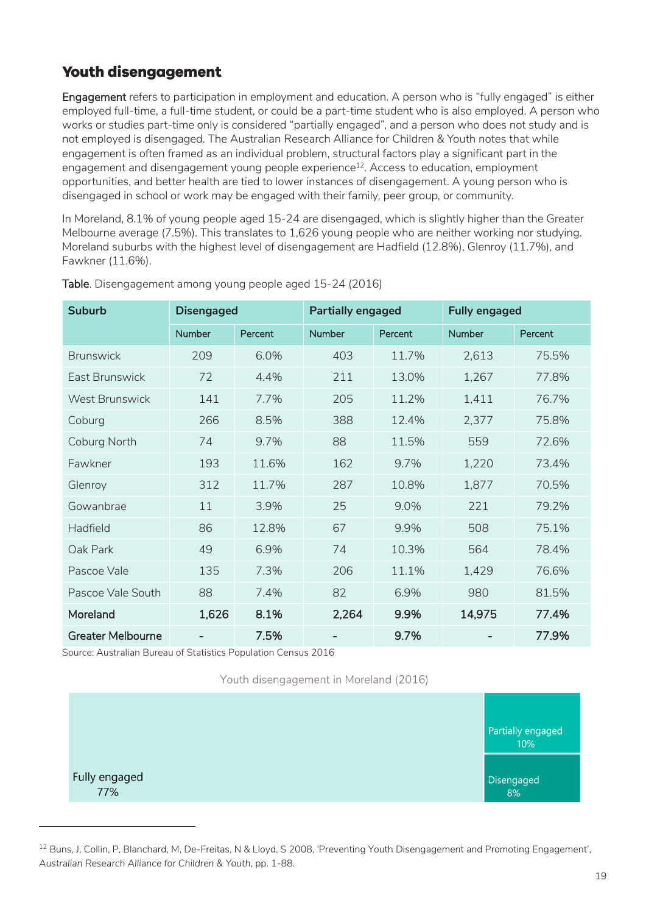## Youth disengagement

**Engagement** refers to participation in employment and education. A person who is "fully engaged" is either employed full-time, a full-time student, or could be a part-time student who is also employed. A person who works or studies part-time only is considered "partially engaged", and a person who does not study and is not employed is disengaged. The Australian Research Alliance for Children & Youth notes that while engagement is often framed as an individual problem, structural factors play a significant part in the engagement and disengagement young people experience[12]. Access to education, employment opportunities, and better health are tied to lower instances of disengagement. A young person who is disengaged in school or work may be engaged with their family, peer group, or community.

In Moreland, 8.1% of young people aged 15-24 are disengaged, which is slightly higher than the Greater Melbourne average (7.5%). This translates to 1,626 young people who are neither working nor studying. Moreland suburbs with the highest level of disengagement are Hadfield (12.8%), Glenroy (11.7%), and Fawkner (11.6%).

**Table**. Disengagement among young people aged 15-24 (2016)

| Suburb | Disengaged | | Partially engaged | | Fully engaged | |
|---|---|---|---|---|---|---|
| | Number | Percent | Number | Percent | Number | Percent |
| Brunswick | 209 | 6.0% | 403 | 11.7% | 2,613 | 75.5% |
| East Brunswick | 72 | 4.4% | 211 | 13.0% | 1,267 | 77.8% |
| West Brunswick | 141 | 7.7% | 205 | 11.2% | 1,411 | 76.7% |
| Coburg | 266 | 8.5% | 388 | 12.4% | 2,377 | 75.8% |
| Coburg North | 74 | 9.7% | 88 | 11.5% | 559 | 72.6% |
| Fawkner | 193 | 11.6% | 162 | 9.7% | 1,220 | 73.4% |
| Glenroy | 312 | 11.7% | 287 | 10.8% | 1,877 | 70.5% |
| Gowanbrae | 11 | 3.9% | 25 | 9.0% | 221 | 79.2% |
| Hadfield | 86 | 12.8% | 67 | 9.9% | 508 | 75.1% |
| Oak Park | 49 | 6.9% | 74 | 10.3% | 564 | 78.4% |
| Pascoe Vale | 135 | 7.3% | 206 | 11.1% | 1,429 | 76.6% |
| Pascoe Vale South | 88 | 7.4% | 82 | 6.9% | 980 | 81.5% |
| **Moreland** | **1,626** | **8.1%** | **2,264** | **9.9%** | **14,975** | **77.4%** |
| **Greater Melbourne** | **-** | **7.5%** | **-** | **9.7%** | **-** | **77.9%** |

Source: Australian Bureau of Statistics Population Census 2016

Youth disengagement in Moreland (2016)

Fully engaged 77%

Partially engaged 10%

Disengaged 8%

---

[12] Buns, J, Collin, P, Blanchard, M, De-Freitas, N & Lloyd, S 2008, 'Preventing Youth Disengagement and Promoting Engagement', *Australian Research Alliance for Children & Youth*, pp. 1-88.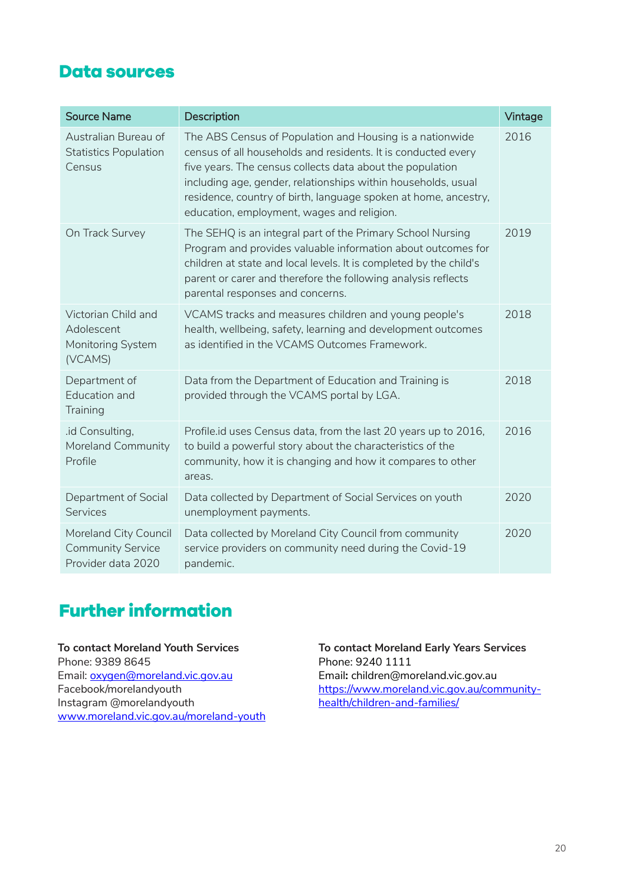## Data sources

| Source Name | Description | Vintage |
|---|---|---|
| Australian Bureau of Statistics Population Census | The ABS Census of Population and Housing is a nationwide census of all households and residents. It is conducted every five years. The census collects data about the population including age, gender, relationships within households, usual residence, country of birth, language spoken at home, ancestry, education, employment, wages and religion. | 2016 |
| On Track Survey | The SEHQ is an integral part of the Primary School Nursing Program and provides valuable information about outcomes for children at state and local levels. It is completed by the child's parent or carer and therefore the following analysis reflects parental responses and concerns. | 2019 |
| Victorian Child and Adolescent Monitoring System (VCAMS) | VCAMS tracks and measures children and young people's health, wellbeing, safety, learning and development outcomes as identified in the VCAMS Outcomes Framework. | 2018 |
| Department of Education and Training | Data from the Department of Education and Training is provided through the VCAMS portal by LGA. | 2018 |
| .id Consulting, Moreland Community Profile | Profile.id uses Census data, from the last 20 years up to 2016, to build a powerful story about the characteristics of the community, how it is changing and how it compares to other areas. | 2016 |
| Department of Social Services | Data collected by Department of Social Services on youth unemployment payments. | 2020 |
| Moreland City Council Community Service Provider data 2020 | Data collected by Moreland City Council from community service providers on community need during the Covid-19 pandemic. | 2020 |

## Further information

**To contact Moreland Youth Services**
Phone: 9389 8645
Email: oxygen@moreland.vic.gov.au
Facebook/morelandyouth
Instagram @morelandyouth
www.moreland.vic.gov.au/moreland-youth

**To contact Moreland Early Years Services**
Phone: 9240 1111
Email: children@moreland.vic.gov.au
https://www.moreland.vic.gov.au/community-health/children-and-families/